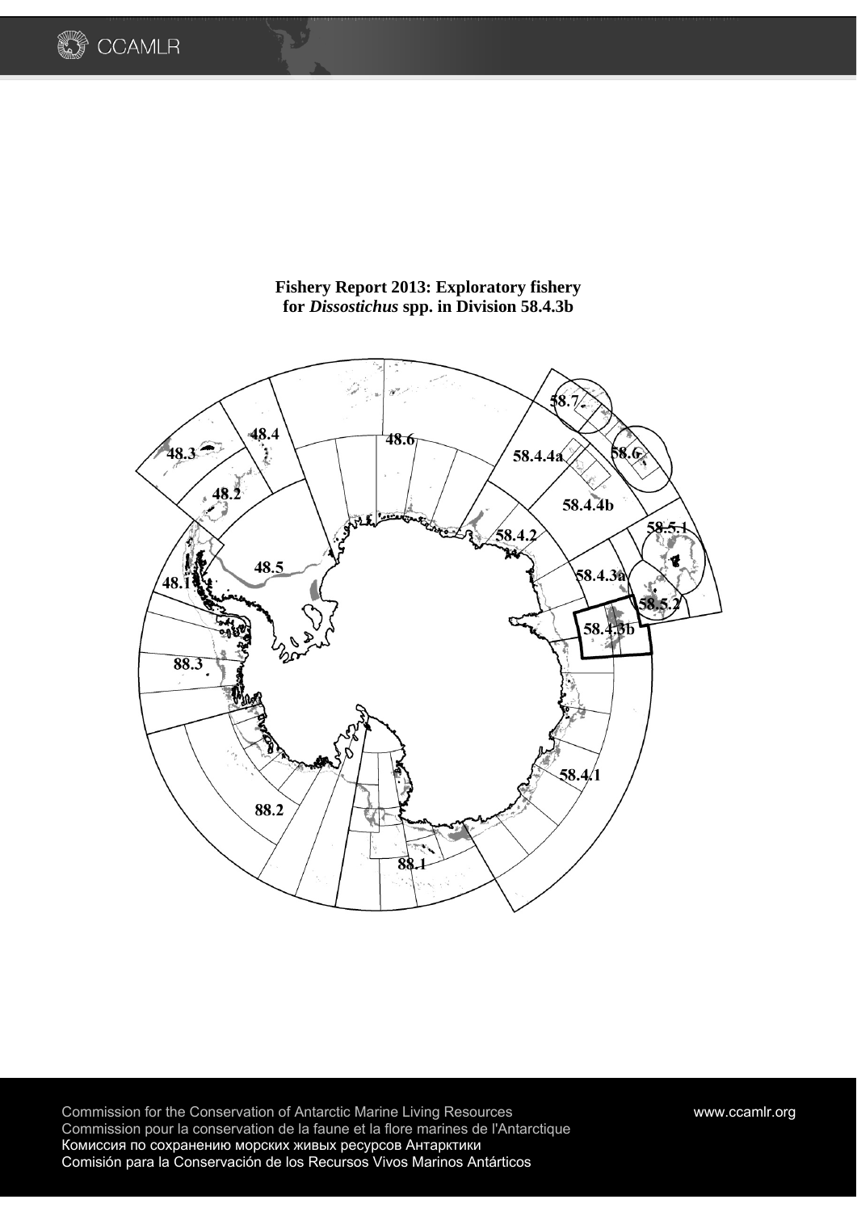# Fishery Report 2013: Exploratory fishery for *Dissostichus* spp. in Division 58.4.3b

Commission for the Conservation of Antarctic Marine Living Resources

Commission pour la conservation de la faune et la flore marines de l'Antarctique

Комиссия по сохранению морских живых ресурсов Антарктики

Comisión para la Conservación de los Recursos Vivos Marinos Antárticos

www.ccamlr.org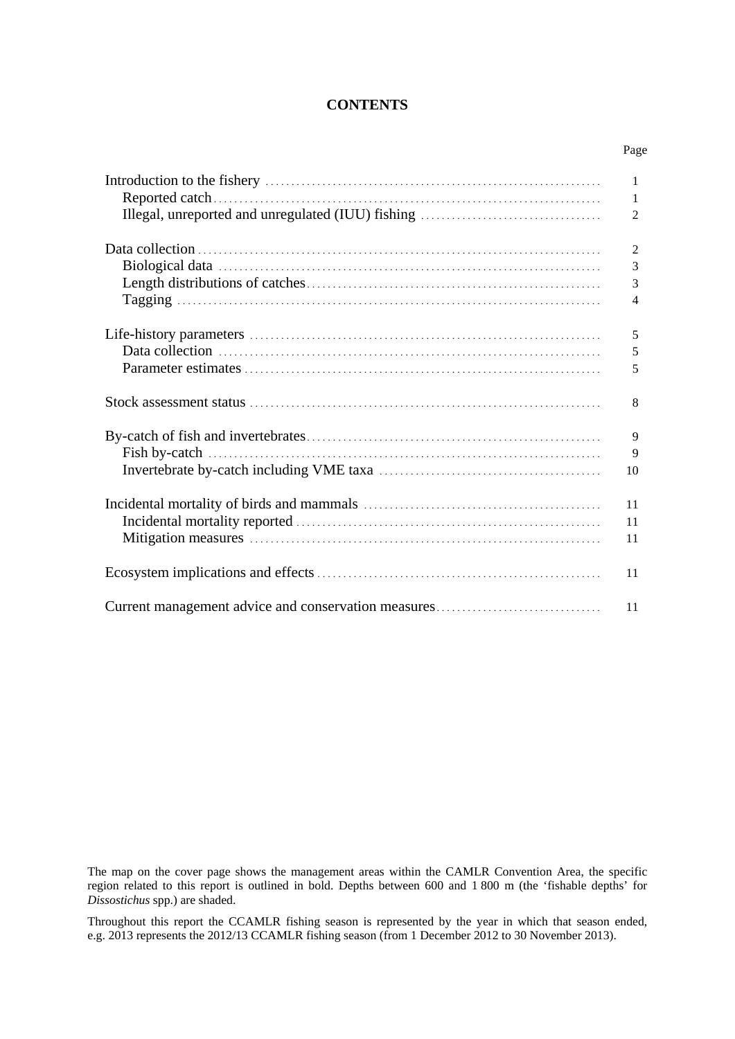## CONTENTS

| | Page |
|---|---|
| Introduction to the fishery | 1 |
|   Reported catch | 1 |
|   Illegal, unreported and unregulated (IUU) fishing | 2 |
| Data collection | 2 |
|   Biological data | 3 |
|   Length distributions of catches | 3 |
|   Tagging | 4 |
| Life-history parameters | 5 |
|   Data collection | 5 |
|   Parameter estimates | 5 |
| Stock assessment status | 8 |
| By-catch of fish and invertebrates | 9 |
|   Fish by-catch | 9 |
|   Invertebrate by-catch including VME taxa | 10 |
| Incidental mortality of birds and mammals | 11 |
|   Incidental mortality reported | 11 |
|   Mitigation measures | 11 |
| Ecosystem implications and effects | 11 |
| Current management advice and conservation measures | 11 |

The map on the cover page shows the management areas within the CAMLR Convention Area, the specific region related to this report is outlined in bold. Depths between 600 and 1 800 m (the 'fishable depths' for *Dissostichus* spp.) are shaded.

Throughout this report the CCAMLR fishing season is represented by the year in which that season ended, e.g. 2013 represents the 2012/13 CCAMLR fishing season (from 1 December 2012 to 30 November 2013).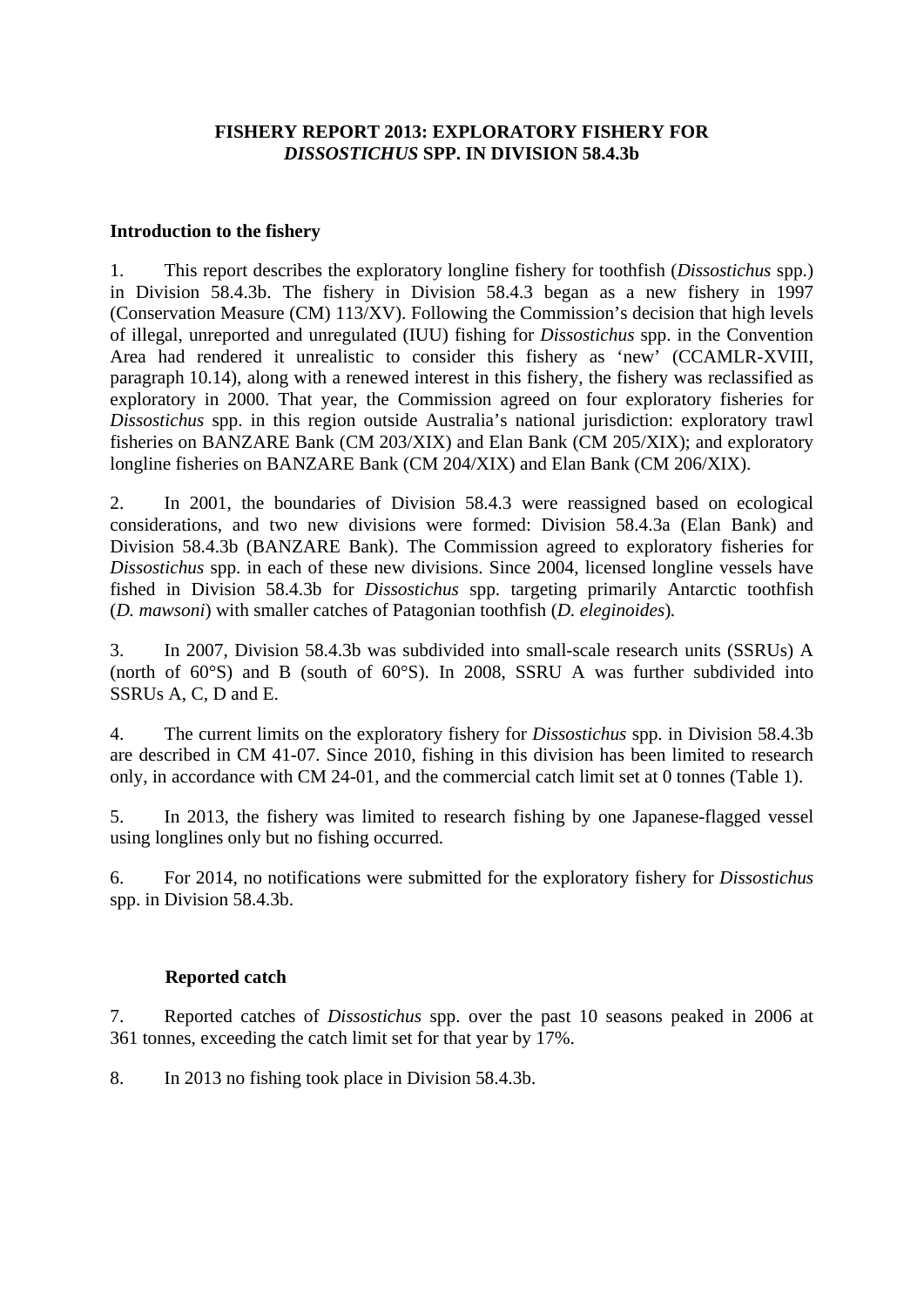# FISHERY REPORT 2013: EXPLORATORY FISHERY FOR *DISSOSTICHUS* SPP. IN DIVISION 58.4.3b

## Introduction to the fishery

1. This report describes the exploratory longline fishery for toothfish (*Dissostichus* spp.) in Division 58.4.3b. The fishery in Division 58.4.3 began as a new fishery in 1997 (Conservation Measure (CM) 113/XV). Following the Commission's decision that high levels of illegal, unreported and unregulated (IUU) fishing for *Dissostichus* spp. in the Convention Area had rendered it unrealistic to consider this fishery as 'new' (CCAMLR-XVIII, paragraph 10.14), along with a renewed interest in this fishery, the fishery was reclassified as exploratory in 2000. That year, the Commission agreed on four exploratory fisheries for *Dissostichus* spp. in this region outside Australia's national jurisdiction: exploratory trawl fisheries on BANZARE Bank (CM 203/XIX) and Elan Bank (CM 205/XIX); and exploratory longline fisheries on BANZARE Bank (CM 204/XIX) and Elan Bank (CM 206/XIX).

2. In 2001, the boundaries of Division 58.4.3 were reassigned based on ecological considerations, and two new divisions were formed: Division 58.4.3a (Elan Bank) and Division 58.4.3b (BANZARE Bank). The Commission agreed to exploratory fisheries for *Dissostichus* spp. in each of these new divisions. Since 2004, licensed longline vessels have fished in Division 58.4.3b for *Dissostichus* spp. targeting primarily Antarctic toothfish (*D. mawsoni*) with smaller catches of Patagonian toothfish (*D. eleginoides*).

3. In 2007, Division 58.4.3b was subdivided into small-scale research units (SSRUs) A (north of 60°S) and B (south of 60°S). In 2008, SSRU A was further subdivided into SSRUs A, C, D and E.

4. The current limits on the exploratory fishery for *Dissostichus* spp. in Division 58.4.3b are described in CM 41-07. Since 2010, fishing in this division has been limited to research only, in accordance with CM 24-01, and the commercial catch limit set at 0 tonnes (Table 1).

5. In 2013, the fishery was limited to research fishing by one Japanese-flagged vessel using longlines only but no fishing occurred.

6. For 2014, no notifications were submitted for the exploratory fishery for *Dissostichus* spp. in Division 58.4.3b.

### Reported catch

7. Reported catches of *Dissostichus* spp. over the past 10 seasons peaked in 2006 at 361 tonnes, exceeding the catch limit set for that year by 17%.

8. In 2013 no fishing took place in Division 58.4.3b.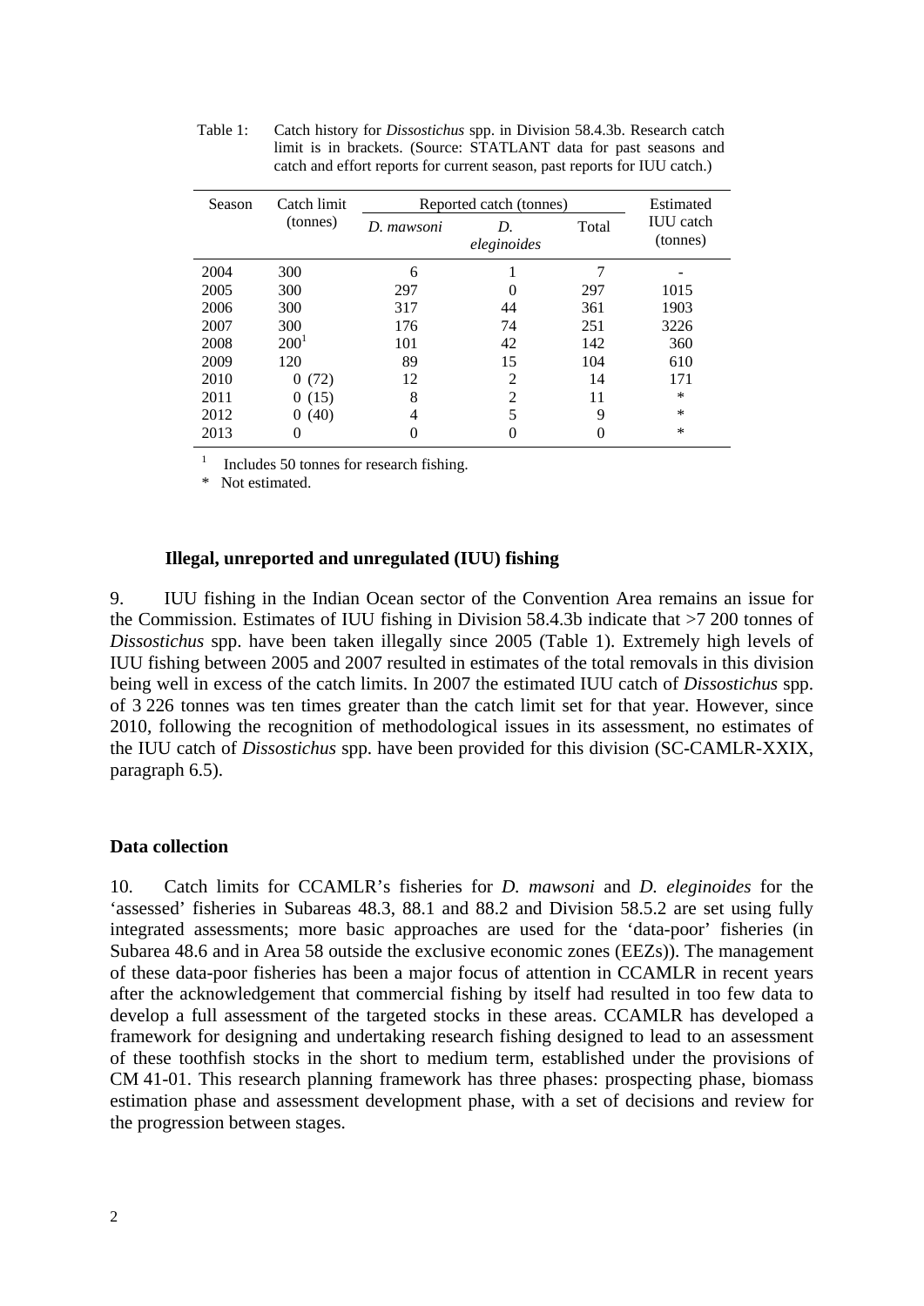Table 1: Catch history for *Dissostichus* spp. in Division 58.4.3b. Research catch limit is in brackets. (Source: STATLANT data for past seasons and catch and effort reports for current season, past reports for IUU catch.)

| Season | Catch limit (tonnes) | Reported catch (tonnes) | | | Estimated IUU catch (tonnes) |
|---|---|---|---|---|---|
| | | *D. mawsoni* | *D. eleginoides* | Total | |
| 2004 | 300 | 6 | 1 | 7 | - |
| 2005 | 300 | 297 | 0 | 297 | 1015 |
| 2006 | 300 | 317 | 44 | 361 | 1903 |
| 2007 | 300 | 176 | 74 | 251 | 3226 |
| 2008 | 200[1] | 101 | 42 | 142 | 360 |
| 2009 | 120 | 89 | 15 | 104 | 610 |
| 2010 | 0 (72) | 12 | 2 | 14 | 171 |
| 2011 | 0 (15) | 8 | 2 | 11 | * |
| 2012 | 0 (40) | 4 | 5 | 9 | * |
| 2013 | 0 | 0 | 0 | 0 | * |

[1] Includes 50 tonnes for research fishing.

\* Not estimated.

### Illegal, unreported and unregulated (IUU) fishing

9. IUU fishing in the Indian Ocean sector of the Convention Area remains an issue for the Commission. Estimates of IUU fishing in Division 58.4.3b indicate that >7 200 tonnes of *Dissostichus* spp. have been taken illegally since 2005 (Table 1). Extremely high levels of IUU fishing between 2005 and 2007 resulted in estimates of the total removals in this division being well in excess of the catch limits. In 2007 the estimated IUU catch of *Dissostichus* spp. of 3 226 tonnes was ten times greater than the catch limit set for that year. However, since 2010, following the recognition of methodological issues in its assessment, no estimates of the IUU catch of *Dissostichus* spp. have been provided for this division (SC-CAMLR-XXIX, paragraph 6.5).

## Data collection

10. Catch limits for CCAMLR's fisheries for *D. mawsoni* and *D. eleginoides* for the 'assessed' fisheries in Subareas 48.3, 88.1 and 88.2 and Division 58.5.2 are set using fully integrated assessments; more basic approaches are used for the 'data-poor' fisheries (in Subarea 48.6 and in Area 58 outside the exclusive economic zones (EEZs)). The management of these data-poor fisheries has been a major focus of attention in CCAMLR in recent years after the acknowledgement that commercial fishing by itself had resulted in too few data to develop a full assessment of the targeted stocks in these areas. CCAMLR has developed a framework for designing and undertaking research fishing designed to lead to an assessment of these toothfish stocks in the short to medium term, established under the provisions of CM 41-01. This research planning framework has three phases: prospecting phase, biomass estimation phase and assessment development phase, with a set of decisions and review for the progression between stages.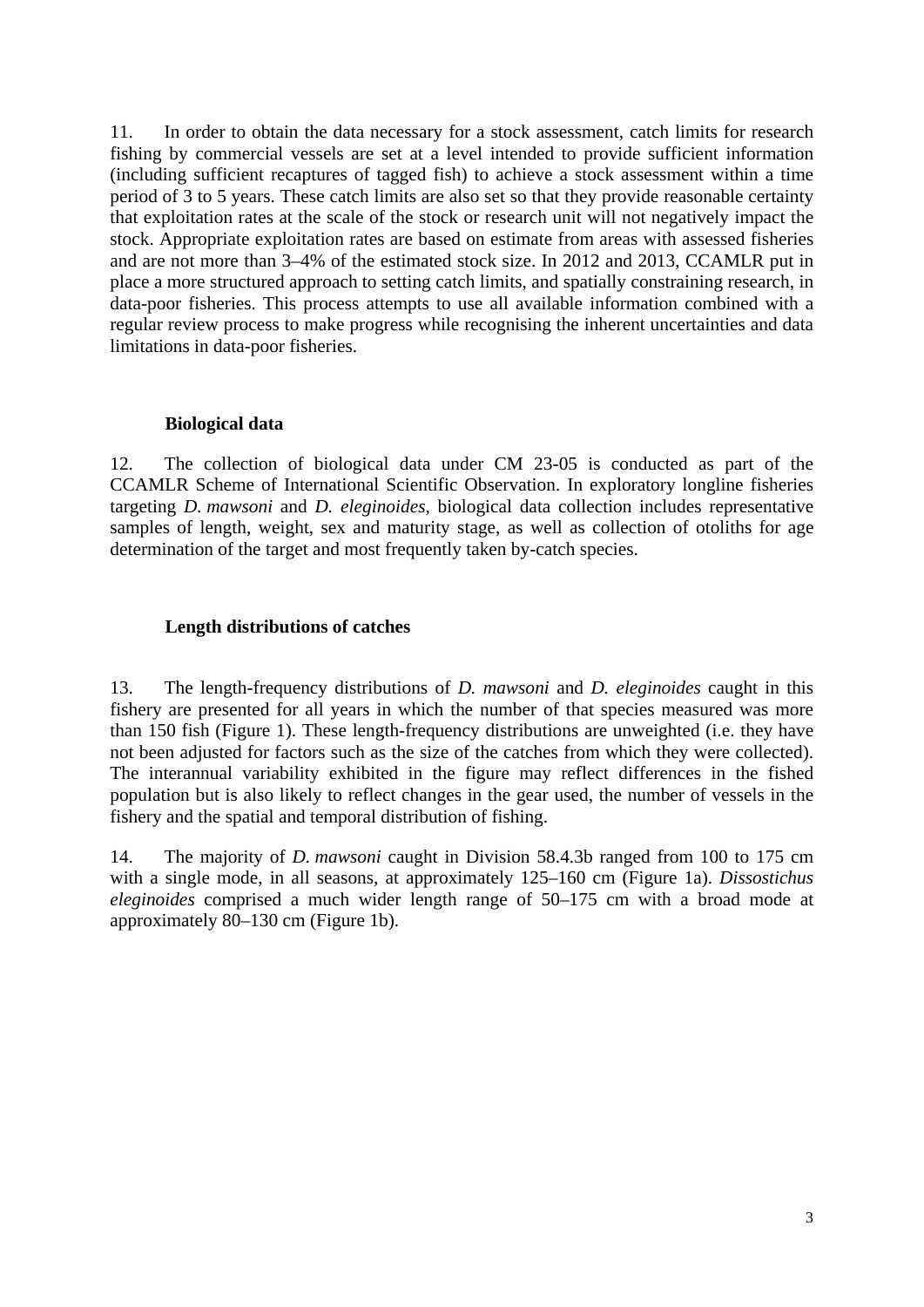11. In order to obtain the data necessary for a stock assessment, catch limits for research fishing by commercial vessels are set at a level intended to provide sufficient information (including sufficient recaptures of tagged fish) to achieve a stock assessment within a time period of 3 to 5 years. These catch limits are also set so that they provide reasonable certainty that exploitation rates at the scale of the stock or research unit will not negatively impact the stock. Appropriate exploitation rates are based on estimate from areas with assessed fisheries and are not more than 3–4% of the estimated stock size. In 2012 and 2013, CCAMLR put in place a more structured approach to setting catch limits, and spatially constraining research, in data-poor fisheries. This process attempts to use all available information combined with a regular review process to make progress while recognising the inherent uncertainties and data limitations in data-poor fisheries.

### Biological data

12. The collection of biological data under CM 23-05 is conducted as part of the CCAMLR Scheme of International Scientific Observation. In exploratory longline fisheries targeting *D. mawsoni* and *D. eleginoides*, biological data collection includes representative samples of length, weight, sex and maturity stage, as well as collection of otoliths for age determination of the target and most frequently taken by-catch species.

### Length distributions of catches

13. The length-frequency distributions of *D. mawsoni* and *D. eleginoides* caught in this fishery are presented for all years in which the number of that species measured was more than 150 fish (Figure 1). These length-frequency distributions are unweighted (i.e. they have not been adjusted for factors such as the size of the catches from which they were collected). The interannual variability exhibited in the figure may reflect differences in the fished population but is also likely to reflect changes in the gear used, the number of vessels in the fishery and the spatial and temporal distribution of fishing.

14. The majority of *D. mawsoni* caught in Division 58.4.3b ranged from 100 to 175 cm with a single mode, in all seasons, at approximately 125–160 cm (Figure 1a). *Dissostichus eleginoides* comprised a much wider length range of 50–175 cm with a broad mode at approximately 80–130 cm (Figure 1b).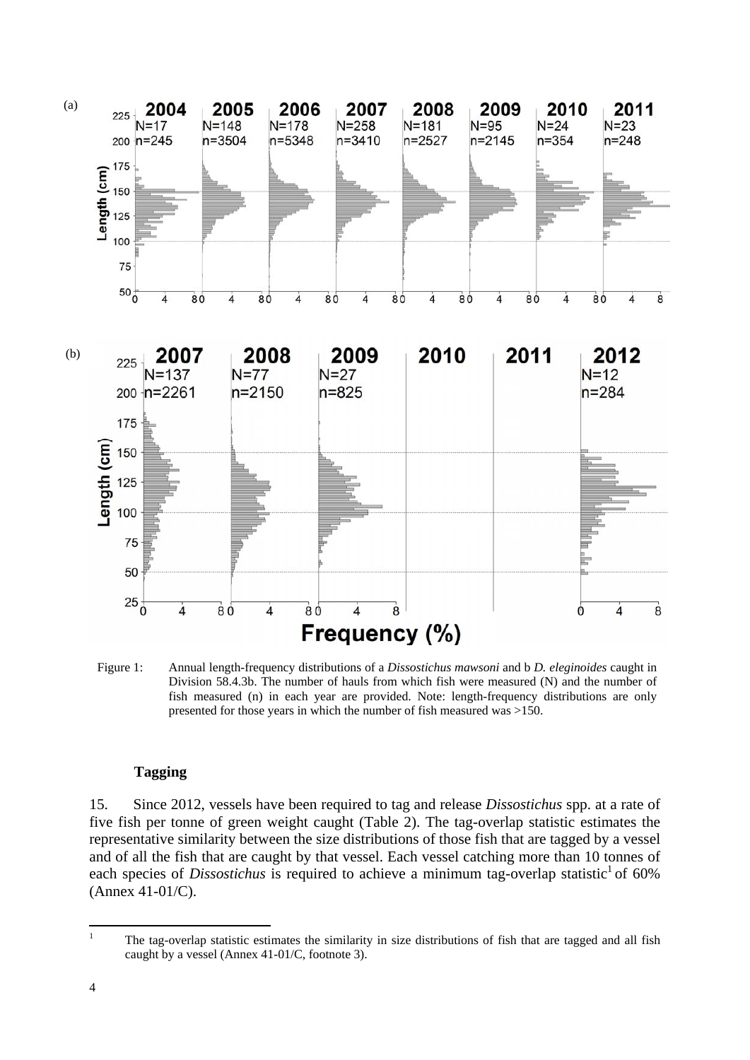Figure 1: Annual length-frequency distributions of a *Dissostichus mawsoni* and b *D. eleginoides* caught in Division 58.4.3b. The number of hauls from which fish were measured (N) and the number of fish measured (n) in each year are provided. Note: length-frequency distributions are only presented for those years in which the number of fish measured was >150.

### Tagging

15. Since 2012, vessels have been required to tag and release *Dissostichus* spp. at a rate of five fish per tonne of green weight caught (Table 2). The tag-overlap statistic estimates the representative similarity between the size distributions of those fish that are tagged by a vessel and of all the fish that are caught by that vessel. Each vessel catching more than 10 tonnes of each species of *Dissostichus* is required to achieve a minimum tag-overlap statistic[1] of 60% (Annex 41-01/C).

[1] The tag-overlap statistic estimates the similarity in size distributions of fish that are tagged and all fish caught by a vessel (Annex 41-01/C, footnote 3).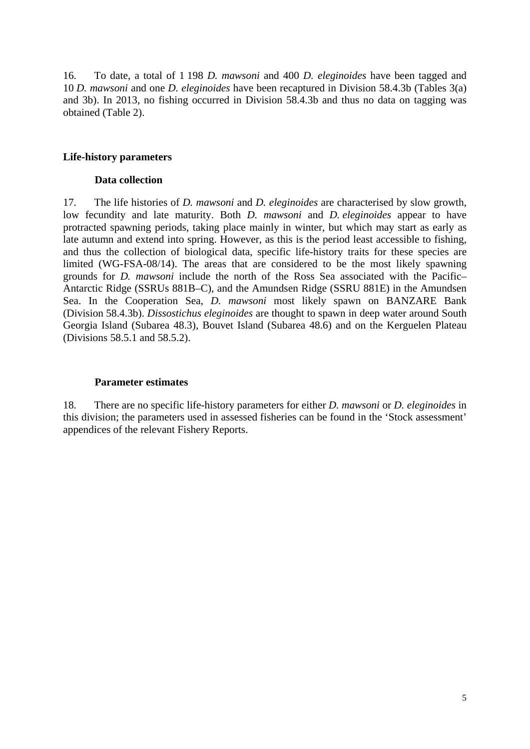16. To date, a total of 1 198 *D. mawsoni* and 400 *D. eleginoides* have been tagged and 10 *D. mawsoni* and one *D. eleginoides* have been recaptured in Division 58.4.3b (Tables 3(a) and 3b). In 2013, no fishing occurred in Division 58.4.3b and thus no data on tagging was obtained (Table 2).

## Life-history parameters

### Data collection

17. The life histories of *D. mawsoni* and *D. eleginoides* are characterised by slow growth, low fecundity and late maturity. Both *D. mawsoni* and *D. eleginoides* appear to have protracted spawning periods, taking place mainly in winter, but which may start as early as late autumn and extend into spring. However, as this is the period least accessible to fishing, and thus the collection of biological data, specific life-history traits for these species are limited (WG-FSA-08/14). The areas that are considered to be the most likely spawning grounds for *D. mawsoni* include the north of the Ross Sea associated with the Pacific–Antarctic Ridge (SSRUs 881B–C), and the Amundsen Ridge (SSRU 881E) in the Amundsen Sea. In the Cooperation Sea, *D. mawsoni* most likely spawn on BANZARE Bank (Division 58.4.3b). *Dissostichus eleginoides* are thought to spawn in deep water around South Georgia Island (Subarea 48.3), Bouvet Island (Subarea 48.6) and on the Kerguelen Plateau (Divisions 58.5.1 and 58.5.2).

### Parameter estimates

18. There are no specific life-history parameters for either *D. mawsoni* or *D. eleginoides* in this division; the parameters used in assessed fisheries can be found in the 'Stock assessment' appendices of the relevant Fishery Reports.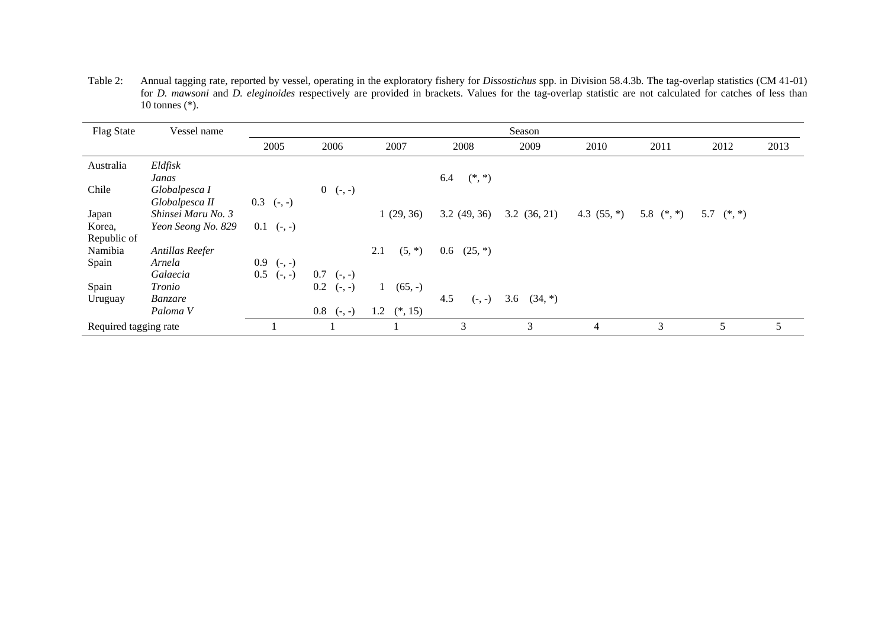Table 2: Annual tagging rate, reported by vessel, operating in the exploratory fishery for *Dissostichus* spp. in Division 58.4.3b. The tag-overlap statistics (CM 41-01) for *D. mawsoni* and *D. eleginoides* respectively are provided in brackets. Values for the tag-overlap statistic are not calculated for catches of less than 10 tonnes (*).

| Flag State | Vessel name | Season | | | | | | | | |
|---|---|---|---|---|---|---|---|---|---|---|
| | | 2005 | 2006 | 2007 | 2008 | 2009 | 2010 | 2011 | 2012 | 2013 |
| Australia | *Eldfisk* | | | | | | | | | |
| | *Janas* | | | | 6.4 (*, *) | | | | | |
| Chile | *Globalpesca I* | | 0 (-, -) | | | | | | | |
| | *Globalpesca II* | 0.3 (-, -) | | | | | | | | |
| Japan | *Shinsei Maru No. 3* | | | 1 (29, 36) | 3.2 (49, 36) | 3.2 (36, 21) | 4.3 (55, *) | 5.8 (*, *) | 5.7 (*, *) | |
| Korea, Republic of | *Yeon Seong No. 829* | 0.1 (-, -) | | | | | | | | |
| Namibia | *Antillas Reefer* | | | 2.1 (5, *) | 0.6 (25, *) | | | | | |
| Spain | *Arnela* | 0.9 (-, -) | | | | | | | | |
| | *Galaecia* | 0.5 (-, -) | 0.7 (-, -) | | | | | | | |
| Spain | *Tronio* | | 0.2 (-, -) | 1 (65, -) | | | | | | |
| Uruguay | *Banzare* | | | | 4.5 (-, -) | 3.6 (34, *) | | | | |
| | *Paloma V* | | 0.8 (-, -) | 1.2 (*, 15) | | | | | | |
| Required tagging rate | | 1 | 1 | 1 | 3 | 3 | 4 | 3 | 5 | 5 |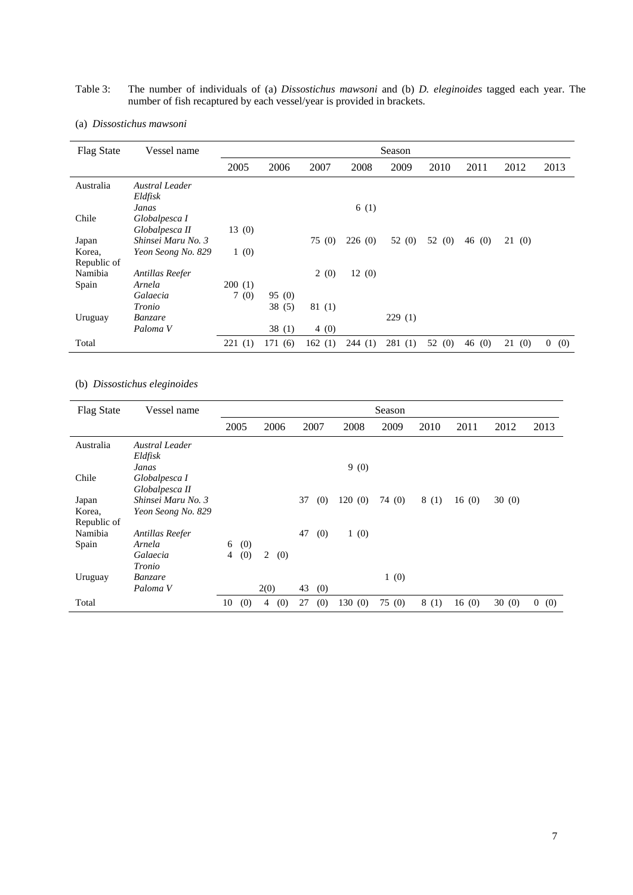Table 3: The number of individuals of (a) *Dissostichus mawsoni* and (b) *D. eleginoides* tagged each year. The number of fish recaptured by each vessel/year is provided in brackets.

(a) *Dissostichus mawsoni*

| Flag State | Vessel name | Season | | | | | | | | |
|---|---|---|---|---|---|---|---|---|---|---|
| | | 2005 | 2006 | 2007 | 2008 | 2009 | 2010 | 2011 | 2012 | 2013 |
| Australia | *Austral Leader* | | | | | | | | | |
| | *Eldfisk* | | | | | | | | | |
| | *Janas* | | | | 6 (1) | | | | | |
| Chile | *Globalpesca I* | | | | | | | | | |
| | *Globalpesca II* | 13 (0) | | | | | | | | |
| Japan | *Shinsei Maru No. 3* | | | 75 (0) | 226 (0) | 52 (0) | 52 (0) | 46 (0) | 21 (0) | |
| Korea, Republic of | *Yeon Seong No. 829* | 1 (0) | | | | | | | | |
| Namibia | *Antillas Reefer* | | | 2 (0) | 12 (0) | | | | | |
| Spain | *Arnela* | 200 (1) | | | | | | | | |
| | *Galaecia* | 7 (0) | 95 (0) | | | | | | | |
| | *Tronio* | | 38 (5) | 81 (1) | | | | | | |
| Uruguay | *Banzare* | | | | | 229 (1) | | | | |
| | *Paloma V* | | 38 (1) | 4 (0) | | | | | | |
| Total | | 221 (1) | 171 (6) | 162 (1) | 244 (1) | 281 (1) | 52 (0) | 46 (0) | 21 (0) | 0 (0) |

(b) *Dissostichus eleginoides*

| Flag State | Vessel name | Season | | | | | | | | |
|---|---|---|---|---|---|---|---|---|---|---|
| | | 2005 | 2006 | 2007 | 2008 | 2009 | 2010 | 2011 | 2012 | 2013 |
| Australia | *Austral Leader* | | | | | | | | | |
| | *Eldfisk* | | | | | | | | | |
| | *Janas* | | | | 9 (0) | | | | | |
| Chile | *Globalpesca I* | | | | | | | | | |
| | *Globalpesca II* | | | | | | | | | |
| Japan | *Shinsei Maru No. 3* | | | 37 (0) | 120 (0) | 74 (0) | 8 (1) | 16 (0) | 30 (0) | |
| Korea, Republic of | *Yeon Seong No. 829* | | | | | | | | | |
| Namibia | *Antillas Reefer* | | | 47 (0) | 1 (0) | | | | | |
| Spain | *Arnela* | 6 (0) | | | | | | | | |
| | *Galaecia* | 4 (0) | 2 (0) | | | | | | | |
| | *Tronio* | | | | | | | | | |
| Uruguay | *Banzare* | | | | | 1 (0) | | | | |
| | *Paloma V* | | 2(0) | 43 (0) | | | | | | |
| Total | | 10 (0) | 4 (0) | 27 (0) | 130 (0) | 75 (0) | 8 (1) | 16 (0) | 30 (0) | 0 (0) |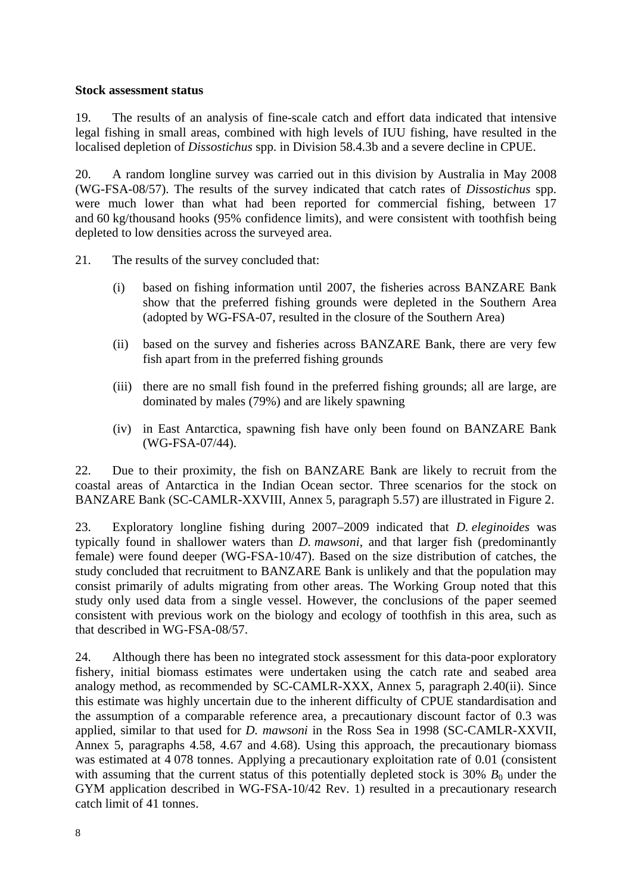**Stock assessment status**

19. The results of an analysis of fine-scale catch and effort data indicated that intensive legal fishing in small areas, combined with high levels of IUU fishing, have resulted in the localised depletion of *Dissostichus* spp. in Division 58.4.3b and a severe decline in CPUE.

20. A random longline survey was carried out in this division by Australia in May 2008 (WG-FSA-08/57). The results of the survey indicated that catch rates of *Dissostichus* spp. were much lower than what had been reported for commercial fishing, between 17 and 60 kg/thousand hooks (95% confidence limits), and were consistent with toothfish being depleted to low densities across the surveyed area.

21. The results of the survey concluded that:

(i) based on fishing information until 2007, the fisheries across BANZARE Bank show that the preferred fishing grounds were depleted in the Southern Area (adopted by WG-FSA-07, resulted in the closure of the Southern Area)

(ii) based on the survey and fisheries across BANZARE Bank, there are very few fish apart from in the preferred fishing grounds

(iii) there are no small fish found in the preferred fishing grounds; all are large, are dominated by males (79%) and are likely spawning

(iv) in East Antarctica, spawning fish have only been found on BANZARE Bank (WG-FSA-07/44).

22. Due to their proximity, the fish on BANZARE Bank are likely to recruit from the coastal areas of Antarctica in the Indian Ocean sector. Three scenarios for the stock on BANZARE Bank (SC-CAMLR-XXVIII, Annex 5, paragraph 5.57) are illustrated in Figure 2.

23. Exploratory longline fishing during 2007–2009 indicated that *D. eleginoides* was typically found in shallower waters than *D. mawsoni*, and that larger fish (predominantly female) were found deeper (WG-FSA-10/47). Based on the size distribution of catches, the study concluded that recruitment to BANZARE Bank is unlikely and that the population may consist primarily of adults migrating from other areas. The Working Group noted that this study only used data from a single vessel. However, the conclusions of the paper seemed consistent with previous work on the biology and ecology of toothfish in this area, such as that described in WG-FSA-08/57.

24. Although there has been no integrated stock assessment for this data-poor exploratory fishery, initial biomass estimates were undertaken using the catch rate and seabed area analogy method, as recommended by SC-CAMLR-XXX, Annex 5, paragraph 2.40(ii). Since this estimate was highly uncertain due to the inherent difficulty of CPUE standardisation and the assumption of a comparable reference area, a precautionary discount factor of 0.3 was applied, similar to that used for *D. mawsoni* in the Ross Sea in 1998 (SC-CAMLR-XXVII, Annex 5, paragraphs 4.58, 4.67 and 4.68). Using this approach, the precautionary biomass was estimated at 4 078 tonnes. Applying a precautionary exploitation rate of 0.01 (consistent with assuming that the current status of this potentially depleted stock is 30% $B_0$ under the GYM application described in WG-FSA-10/42 Rev. 1) resulted in a precautionary research catch limit of 41 tonnes.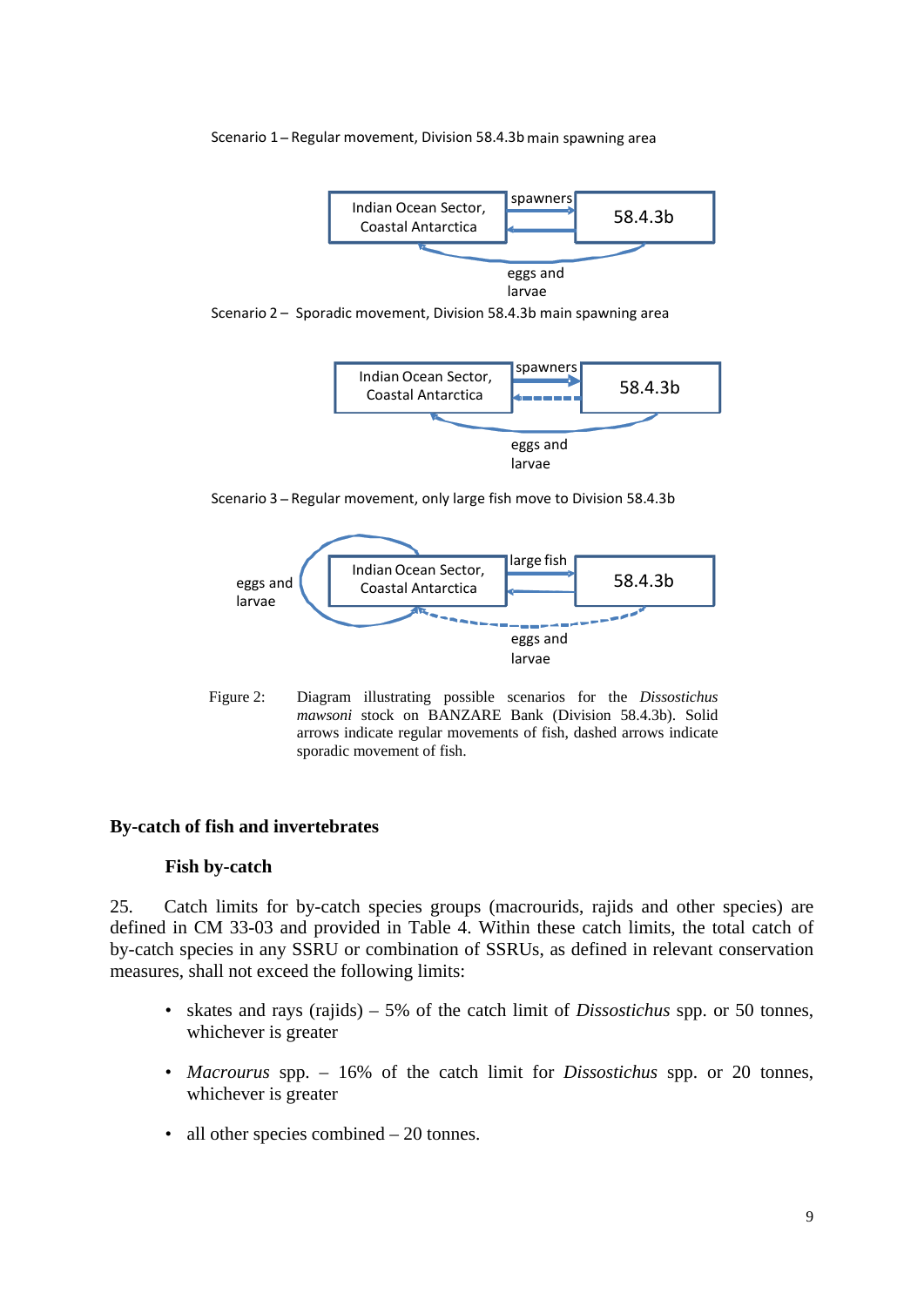Scenario 1 – Regular movement, Division 58.4.3b main spawning area

Indian Ocean Sector, Coastal Antarctica | spawners | 58.4.3b | eggs and larvae

Scenario 2 – Sporadic movement, Division 58.4.3b main spawning area

Indian Ocean Sector, Coastal Antarctica | spawners | 58.4.3b | eggs and larvae

Scenario 3 – Regular movement, only large fish move to Division 58.4.3b

eggs and larvae | Indian Ocean Sector, Coastal Antarctica | large fish | 58.4.3b | eggs and larvae

Figure 2: Diagram illustrating possible scenarios for the *Dissostichus mawsoni* stock on BANZARE Bank (Division 58.4.3b). Solid arrows indicate regular movements of fish, dashed arrows indicate sporadic movement of fish.

## By-catch of fish and invertebrates

### Fish by-catch

25. Catch limits for by-catch species groups (macrourids, rajids and other species) are defined in CM 33-03 and provided in Table 4. Within these catch limits, the total catch of by-catch species in any SSRU or combination of SSRUs, as defined in relevant conservation measures, shall not exceed the following limits:

- skates and rays (rajids) – 5% of the catch limit of *Dissostichus* spp. or 50 tonnes, whichever is greater
- *Macrourus* spp. – 16% of the catch limit for *Dissostichus* spp. or 20 tonnes, whichever is greater
- all other species combined – 20 tonnes.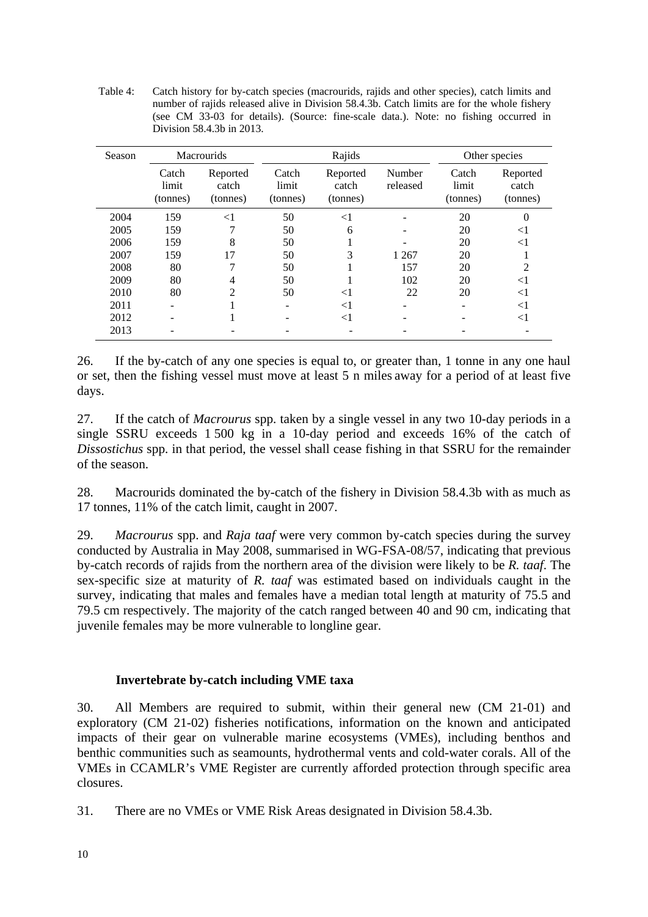Table 4: Catch history for by-catch species (macrourids, rajids and other species), catch limits and number of rajids released alive in Division 58.4.3b. Catch limits are for the whole fishery (see CM 33-03 for details). (Source: fine-scale data.). Note: no fishing occurred in Division 58.4.3b in 2013.

| Season | Macrourids | | Rajids | | | Other species | |
|---|---|---|---|---|---|---|---|
| | Catch limit (tonnes) | Reported catch (tonnes) | Catch limit (tonnes) | Reported catch (tonnes) | Number released | Catch limit (tonnes) | Reported catch (tonnes) |
| 2004 | 159 | <1 | 50 | <1 | - | 20 | 0 |
| 2005 | 159 | 7 | 50 | 6 | - | 20 | <1 |
| 2006 | 159 | 8 | 50 | 1 | - | 20 | <1 |
| 2007 | 159 | 17 | 50 | 3 | 1 267 | 20 | 1 |
| 2008 | 80 | 7 | 50 | 1 | 157 | 20 | 2 |
| 2009 | 80 | 4 | 50 | 1 | 102 | 20 | <1 |
| 2010 | 80 | 2 | 50 | <1 | 22 | 20 | <1 |
| 2011 | - | 1 | - | <1 | - | - | <1 |
| 2012 | - | 1 | - | <1 | - | - | <1 |
| 2013 | - | - | - | - | - | - | - |

26. If the by-catch of any one species is equal to, or greater than, 1 tonne in any one haul or set, then the fishing vessel must move at least 5 n miles away for a period of at least five days.

27. If the catch of *Macrourus* spp. taken by a single vessel in any two 10-day periods in a single SSRU exceeds 1 500 kg in a 10-day period and exceeds 16% of the catch of *Dissostichus* spp. in that period, the vessel shall cease fishing in that SSRU for the remainder of the season.

28. Macrourids dominated the by-catch of the fishery in Division 58.4.3b with as much as 17 tonnes, 11% of the catch limit, caught in 2007.

29. *Macrourus* spp. and *Raja taaf* were very common by-catch species during the survey conducted by Australia in May 2008, summarised in WG-FSA-08/57, indicating that previous by-catch records of rajids from the northern area of the division were likely to be *R. taaf*. The sex-specific size at maturity of *R. taaf* was estimated based on individuals caught in the survey, indicating that males and females have a median total length at maturity of 75.5 and 79.5 cm respectively. The majority of the catch ranged between 40 and 90 cm, indicating that juvenile females may be more vulnerable to longline gear.

### Invertebrate by-catch including VME taxa

30. All Members are required to submit, within their general new (CM 21-01) and exploratory (CM 21-02) fisheries notifications, information on the known and anticipated impacts of their gear on vulnerable marine ecosystems (VMEs), including benthos and benthic communities such as seamounts, hydrothermal vents and cold-water corals. All of the VMEs in CCAMLR's VME Register are currently afforded protection through specific area closures.

31. There are no VMEs or VME Risk Areas designated in Division 58.4.3b.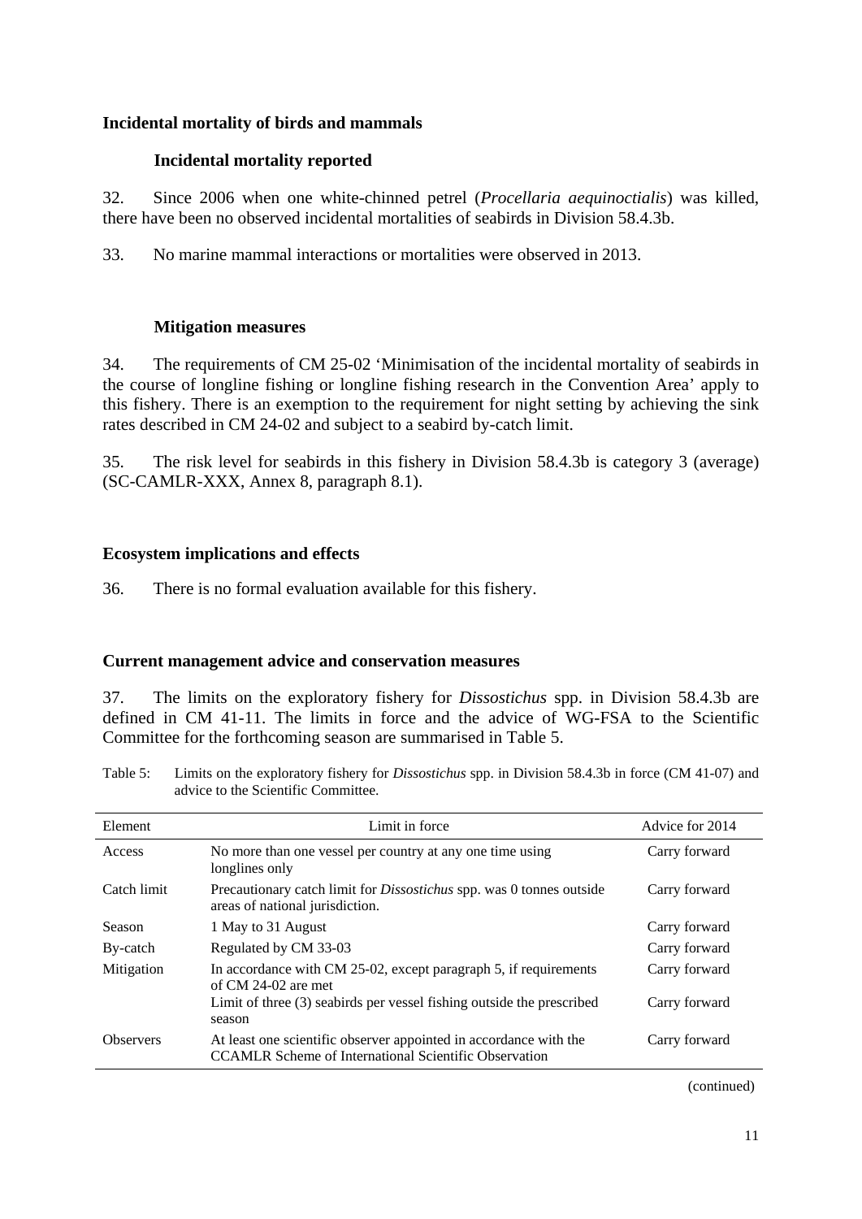## Incidental mortality of birds and mammals

### Incidental mortality reported

32. Since 2006 when one white-chinned petrel (*Procellaria aequinoctialis*) was killed, there have been no observed incidental mortalities of seabirds in Division 58.4.3b.

33. No marine mammal interactions or mortalities were observed in 2013.

### Mitigation measures

34. The requirements of CM 25-02 'Minimisation of the incidental mortality of seabirds in the course of longline fishing or longline fishing research in the Convention Area' apply to this fishery. There is an exemption to the requirement for night setting by achieving the sink rates described in CM 24-02 and subject to a seabird by-catch limit.

35. The risk level for seabirds in this fishery in Division 58.4.3b is category 3 (average) (SC-CAMLR-XXX, Annex 8, paragraph 8.1).

## Ecosystem implications and effects

36. There is no formal evaluation available for this fishery.

## Current management advice and conservation measures

37. The limits on the exploratory fishery for *Dissostichus* spp. in Division 58.4.3b are defined in CM 41-11. The limits in force and the advice of WG-FSA to the Scientific Committee for the forthcoming season are summarised in Table 5.

Table 5: Limits on the exploratory fishery for *Dissostichus* spp. in Division 58.4.3b in force (CM 41-07) and advice to the Scientific Committee.

| Element | Limit in force | Advice for 2014 |
|---|---|---|
| Access | No more than one vessel per country at any one time using longlines only | Carry forward |
| Catch limit | Precautionary catch limit for *Dissostichus* spp. was 0 tonnes outside areas of national jurisdiction. | Carry forward |
| Season | 1 May to 31 August | Carry forward |
| By-catch | Regulated by CM 33-03 | Carry forward |
| Mitigation | In accordance with CM 25-02, except paragraph 5, if requirements of CM 24-02 are met | Carry forward |
| | Limit of three (3) seabirds per vessel fishing outside the prescribed season | Carry forward |
| Observers | At least one scientific observer appointed in accordance with the CCAMLR Scheme of International Scientific Observation | Carry forward |

(continued)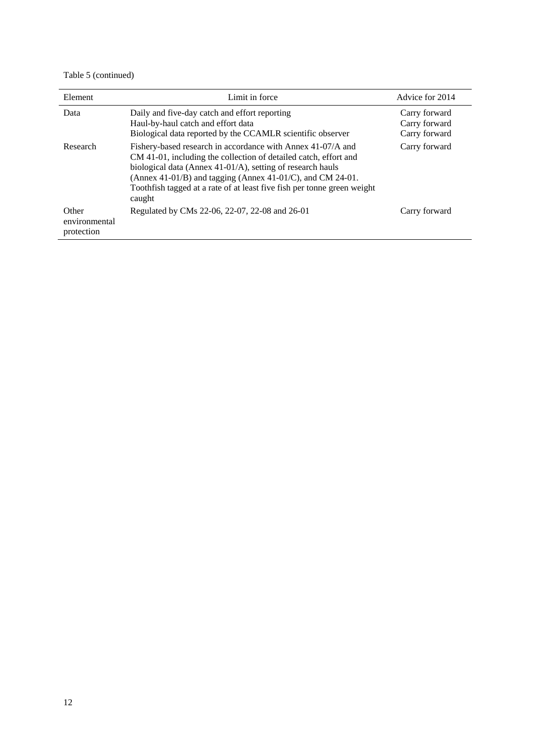Table 5 (continued)

| Element | Limit in force | Advice for 2014 |
|---|---|---|
| Data | Daily and five-day catch and effort reporting | Carry forward |
| | Haul-by-haul catch and effort data | Carry forward |
| | Biological data reported by the CCAMLR scientific observer | Carry forward |
| Research | Fishery-based research in accordance with Annex 41-07/A and CM 41-01, including the collection of detailed catch, effort and biological data (Annex 41-01/A), setting of research hauls (Annex 41-01/B) and tagging (Annex 41-01/C), and CM 24-01. Toothfish tagged at a rate of at least five fish per tonne green weight caught | Carry forward |
| Other environmental protection | Regulated by CMs 22-06, 22-07, 22-08 and 26-01 | Carry forward |